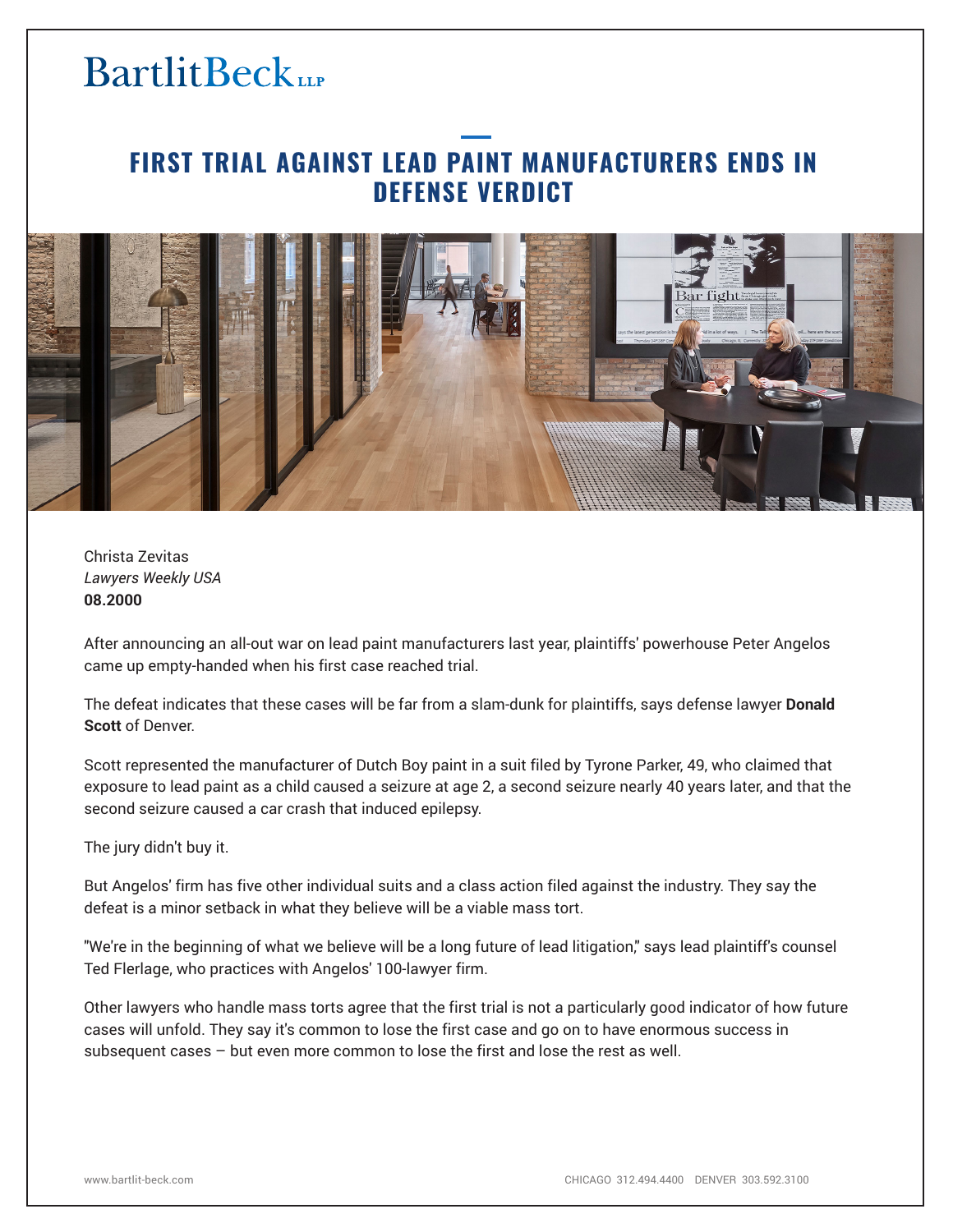BartlitBeck LLP

# FIRST TRIAL AGAINST LEAD PAINT MANUFACTURERS ENDS IN DEFENSE VERDICT

Christa Zevitas
*Lawyers Weekly USA*
**08.2000**

After announcing an all-out war on lead paint manufacturers last year, plaintiffs' powerhouse Peter Angelos came up empty-handed when his first case reached trial.

The defeat indicates that these cases will be far from a slam-dunk for plaintiffs, says defense lawyer **Donald Scott** of Denver.

Scott represented the manufacturer of Dutch Boy paint in a suit filed by Tyrone Parker, 49, who claimed that exposure to lead paint as a child caused a seizure at age 2, a second seizure nearly 40 years later, and that the second seizure caused a car crash that induced epilepsy.

The jury didn't buy it.

But Angelos' firm has five other individual suits and a class action filed against the industry. They say the defeat is a minor setback in what they believe will be a viable mass tort.

"We're in the beginning of what we believe will be a long future of lead litigation," says lead plaintiff's counsel Ted Flerlage, who practices with Angelos' 100-lawyer firm.

Other lawyers who handle mass torts agree that the first trial is not a particularly good indicator of how future cases will unfold. They say it's common to lose the first case and go on to have enormous success in subsequent cases – but even more common to lose the first and lose the rest as well.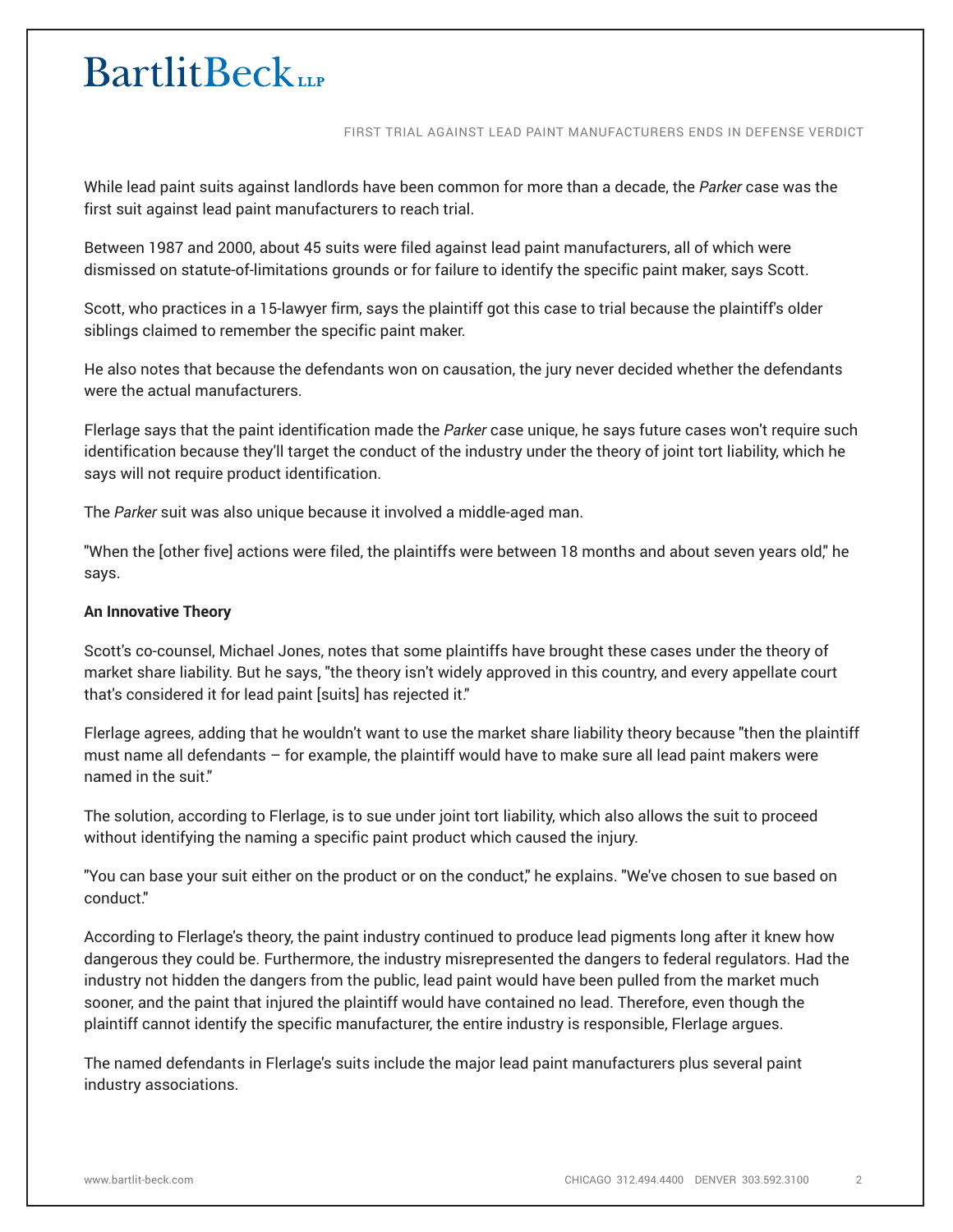While lead paint suits against landlords have been common for more than a decade, the *Parker* case was the first suit against lead paint manufacturers to reach trial.

Between 1987 and 2000, about 45 suits were filed against lead paint manufacturers, all of which were dismissed on statute-of-limitations grounds or for failure to identify the specific paint maker, says Scott.

Scott, who practices in a 15-lawyer firm, says the plaintiff got this case to trial because the plaintiff's older siblings claimed to remember the specific paint maker.

He also notes that because the defendants won on causation, the jury never decided whether the defendants were the actual manufacturers.

Flerlage says that the paint identification made the *Parker* case unique, he says future cases won't require such identification because they'll target the conduct of the industry under the theory of joint tort liability, which he says will not require product identification.

The *Parker* suit was also unique because it involved a middle-aged man.

"When the [other five] actions were filed, the plaintiffs were between 18 months and about seven years old," he says.

**An Innovative Theory**

Scott's co-counsel, Michael Jones, notes that some plaintiffs have brought these cases under the theory of market share liability. But he says, "the theory isn't widely approved in this country, and every appellate court that's considered it for lead paint [suits] has rejected it."

Flerlage agrees, adding that he wouldn't want to use the market share liability theory because "then the plaintiff must name all defendants – for example, the plaintiff would have to make sure all lead paint makers were named in the suit."

The solution, according to Flerlage, is to sue under joint tort liability, which also allows the suit to proceed without identifying the naming a specific paint product which caused the injury.

"You can base your suit either on the product or on the conduct," he explains. "We've chosen to sue based on conduct."

According to Flerlage's theory, the paint industry continued to produce lead pigments long after it knew how dangerous they could be. Furthermore, the industry misrepresented the dangers to federal regulators. Had the industry not hidden the dangers from the public, lead paint would have been pulled from the market much sooner, and the paint that injured the plaintiff would have contained no lead. Therefore, even though the plaintiff cannot identify the specific manufacturer, the entire industry is responsible, Flerlage argues.

The named defendants in Flerlage's suits include the major lead paint manufacturers plus several paint industry associations.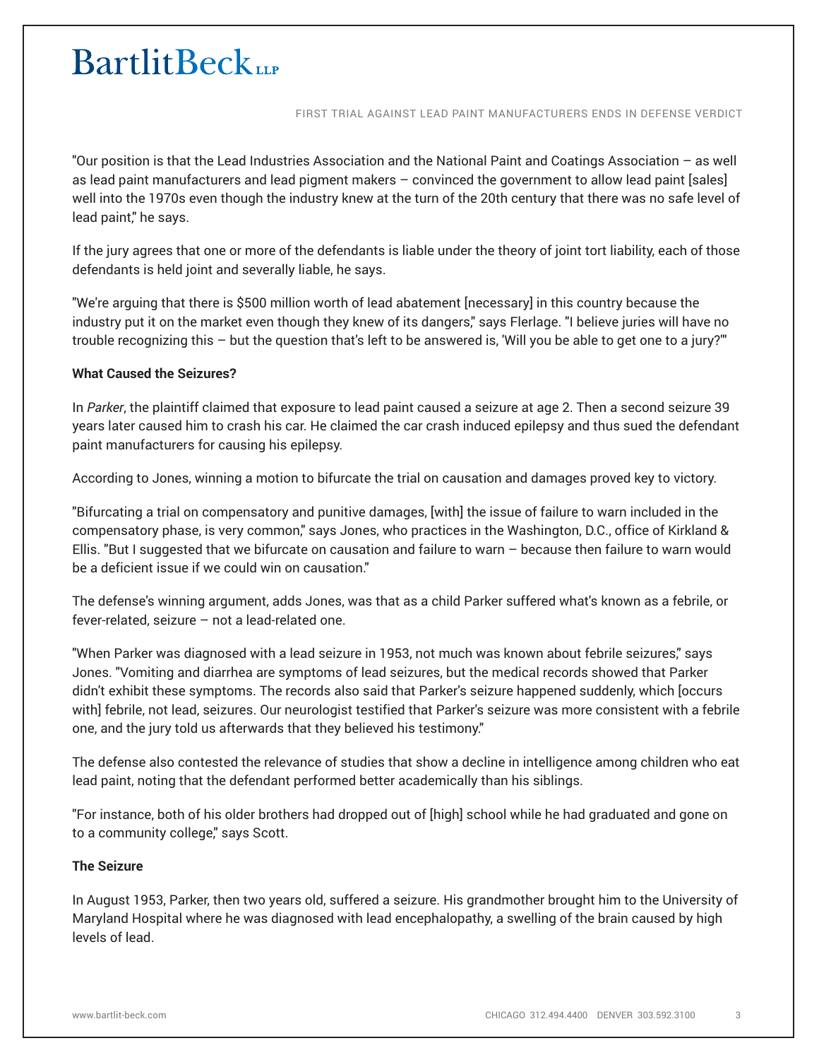"Our position is that the Lead Industries Association and the National Paint and Coatings Association – as well as lead paint manufacturers and lead pigment makers – convinced the government to allow lead paint [sales] well into the 1970s even though the industry knew at the turn of the 20th century that there was no safe level of lead paint," he says.

If the jury agrees that one or more of the defendants is liable under the theory of joint tort liability, each of those defendants is held joint and severally liable, he says.

"We're arguing that there is $500 million worth of lead abatement [necessary] in this country because the industry put it on the market even though they knew of its dangers," says Flerlage. "I believe juries will have no trouble recognizing this – but the question that's left to be answered is, 'Will you be able to get one to a jury?'"

**What Caused the Seizures?**

In *Parker*, the plaintiff claimed that exposure to lead paint caused a seizure at age 2. Then a second seizure 39 years later caused him to crash his car. He claimed the car crash induced epilepsy and thus sued the defendant paint manufacturers for causing his epilepsy.

According to Jones, winning a motion to bifurcate the trial on causation and damages proved key to victory.

"Bifurcating a trial on compensatory and punitive damages, [with] the issue of failure to warn included in the compensatory phase, is very common," says Jones, who practices in the Washington, D.C., office of Kirkland & Ellis. "But I suggested that we bifurcate on causation and failure to warn – because then failure to warn would be a deficient issue if we could win on causation."

The defense's winning argument, adds Jones, was that as a child Parker suffered what's known as a febrile, or fever-related, seizure – not a lead-related one.

"When Parker was diagnosed with a lead seizure in 1953, not much was known about febrile seizures," says Jones. "Vomiting and diarrhea are symptoms of lead seizures, but the medical records showed that Parker didn't exhibit these symptoms. The records also said that Parker's seizure happened suddenly, which [occurs with] febrile, not lead, seizures. Our neurologist testified that Parker's seizure was more consistent with a febrile one, and the jury told us afterwards that they believed his testimony."

The defense also contested the relevance of studies that show a decline in intelligence among children who eat lead paint, noting that the defendant performed better academically than his siblings.

"For instance, both of his older brothers had dropped out of [high] school while he had graduated and gone on to a community college," says Scott.

**The Seizure**

In August 1953, Parker, then two years old, suffered a seizure. His grandmother brought him to the University of Maryland Hospital where he was diagnosed with lead encephalopathy, a swelling of the brain caused by high levels of lead.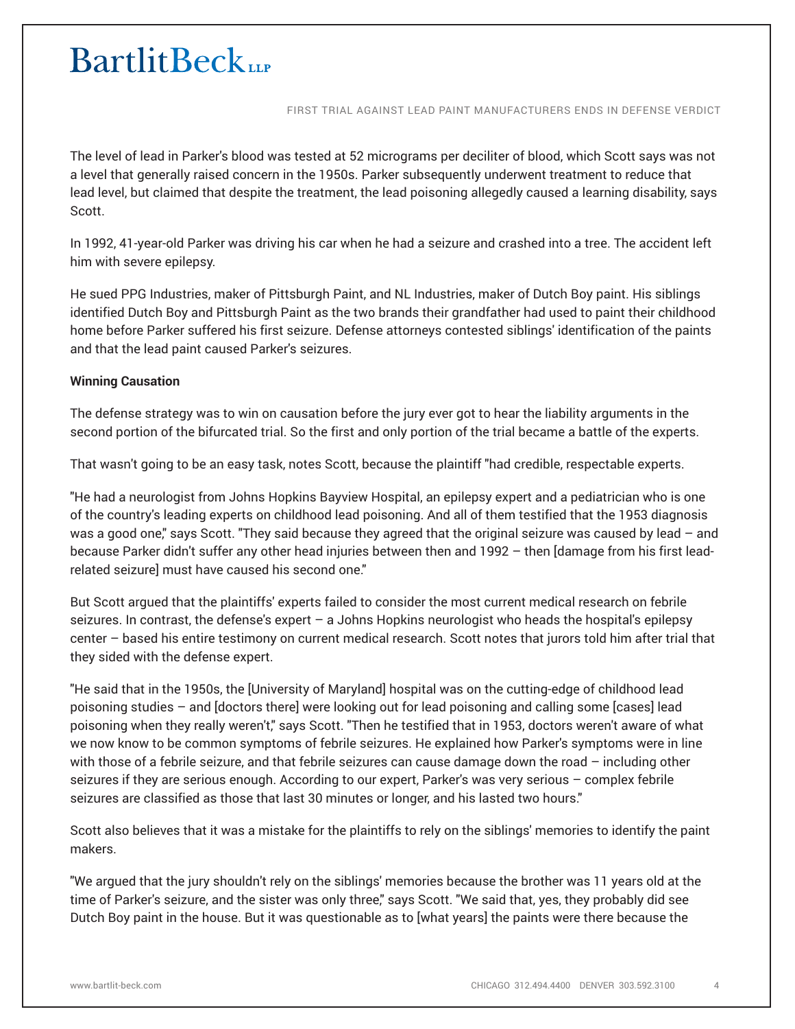The level of lead in Parker's blood was tested at 52 micrograms per deciliter of blood, which Scott says was not a level that generally raised concern in the 1950s. Parker subsequently underwent treatment to reduce that lead level, but claimed that despite the treatment, the lead poisoning allegedly caused a learning disability, says Scott.

In 1992, 41-year-old Parker was driving his car when he had a seizure and crashed into a tree. The accident left him with severe epilepsy.

He sued PPG Industries, maker of Pittsburgh Paint, and NL Industries, maker of Dutch Boy paint. His siblings identified Dutch Boy and Pittsburgh Paint as the two brands their grandfather had used to paint their childhood home before Parker suffered his first seizure. Defense attorneys contested siblings' identification of the paints and that the lead paint caused Parker's seizures.

**Winning Causation**

The defense strategy was to win on causation before the jury ever got to hear the liability arguments in the second portion of the bifurcated trial. So the first and only portion of the trial became a battle of the experts.

That wasn't going to be an easy task, notes Scott, because the plaintiff "had credible, respectable experts.

"He had a neurologist from Johns Hopkins Bayview Hospital, an epilepsy expert and a pediatrician who is one of the country's leading experts on childhood lead poisoning. And all of them testified that the 1953 diagnosis was a good one," says Scott. "They said because they agreed that the original seizure was caused by lead – and because Parker didn't suffer any other head injuries between then and 1992 – then [damage from his first lead-related seizure] must have caused his second one."

But Scott argued that the plaintiffs' experts failed to consider the most current medical research on febrile seizures. In contrast, the defense's expert – a Johns Hopkins neurologist who heads the hospital's epilepsy center – based his entire testimony on current medical research. Scott notes that jurors told him after trial that they sided with the defense expert.

"He said that in the 1950s, the [University of Maryland] hospital was on the cutting-edge of childhood lead poisoning studies – and [doctors there] were looking out for lead poisoning and calling some [cases] lead poisoning when they really weren't," says Scott. "Then he testified that in 1953, doctors weren't aware of what we now know to be common symptoms of febrile seizures. He explained how Parker's symptoms were in line with those of a febrile seizure, and that febrile seizures can cause damage down the road – including other seizures if they are serious enough. According to our expert, Parker's was very serious – complex febrile seizures are classified as those that last 30 minutes or longer, and his lasted two hours."

Scott also believes that it was a mistake for the plaintiffs to rely on the siblings' memories to identify the paint makers.

"We argued that the jury shouldn't rely on the siblings' memories because the brother was 11 years old at the time of Parker's seizure, and the sister was only three," says Scott. "We said that, yes, they probably did see Dutch Boy paint in the house. But it was questionable as to [what years] the paints were there because the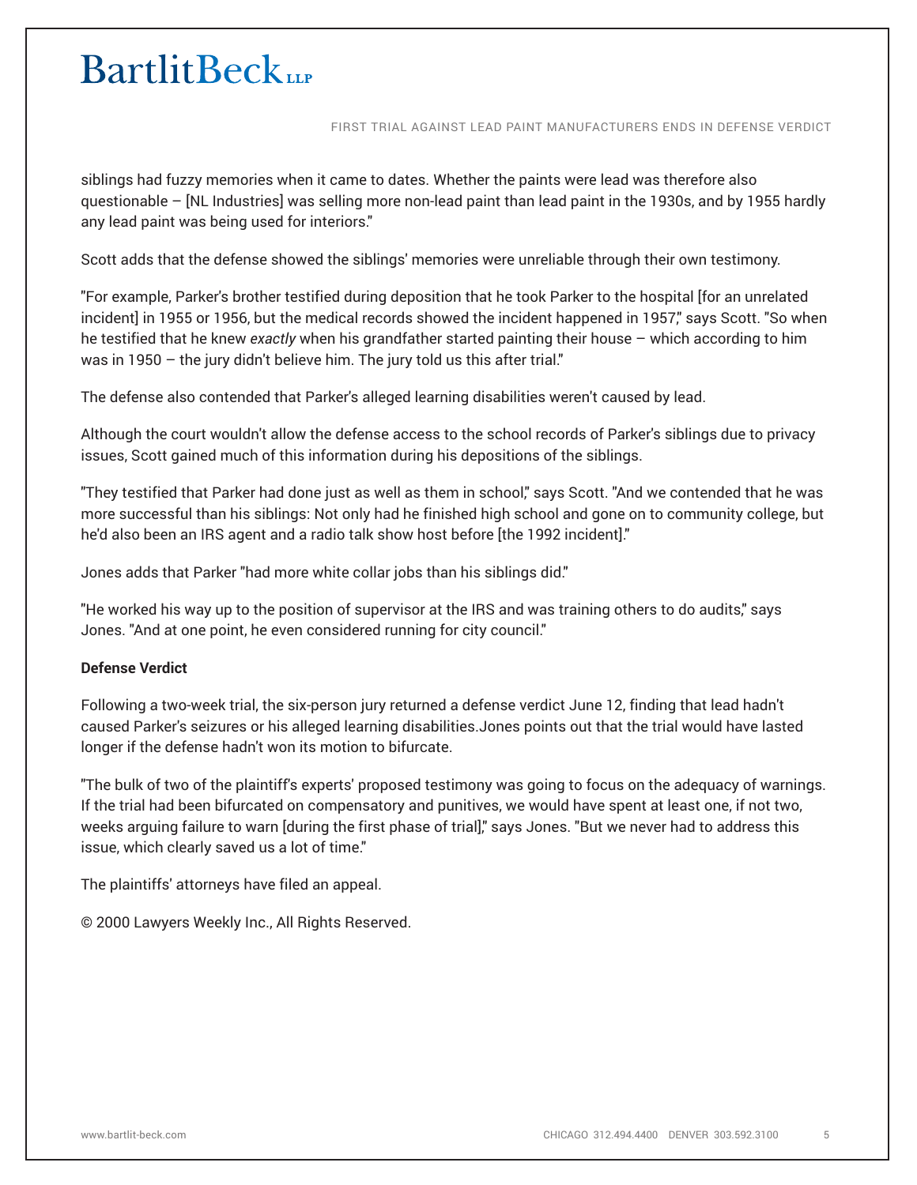siblings had fuzzy memories when it came to dates. Whether the paints were lead was therefore also questionable – [NL Industries] was selling more non-lead paint than lead paint in the 1930s, and by 1955 hardly any lead paint was being used for interiors."

Scott adds that the defense showed the siblings' memories were unreliable through their own testimony.

"For example, Parker's brother testified during deposition that he took Parker to the hospital [for an unrelated incident] in 1955 or 1956, but the medical records showed the incident happened in 1957," says Scott. "So when he testified that he knew *exactly* when his grandfather started painting their house – which according to him was in 1950 – the jury didn't believe him. The jury told us this after trial."

The defense also contended that Parker's alleged learning disabilities weren't caused by lead.

Although the court wouldn't allow the defense access to the school records of Parker's siblings due to privacy issues, Scott gained much of this information during his depositions of the siblings.

"They testified that Parker had done just as well as them in school," says Scott. "And we contended that he was more successful than his siblings: Not only had he finished high school and gone on to community college, but he'd also been an IRS agent and a radio talk show host before [the 1992 incident]."

Jones adds that Parker "had more white collar jobs than his siblings did."

"He worked his way up to the position of supervisor at the IRS and was training others to do audits," says Jones. "And at one point, he even considered running for city council."

**Defense Verdict**

Following a two-week trial, the six-person jury returned a defense verdict June 12, finding that lead hadn't caused Parker's seizures or his alleged learning disabilities.Jones points out that the trial would have lasted longer if the defense hadn't won its motion to bifurcate.

"The bulk of two of the plaintiff's experts' proposed testimony was going to focus on the adequacy of warnings. If the trial had been bifurcated on compensatory and punitives, we would have spent at least one, if not two, weeks arguing failure to warn [during the first phase of trial]," says Jones. "But we never had to address this issue, which clearly saved us a lot of time."

The plaintiffs' attorneys have filed an appeal.

© 2000 Lawyers Weekly Inc., All Rights Reserved.